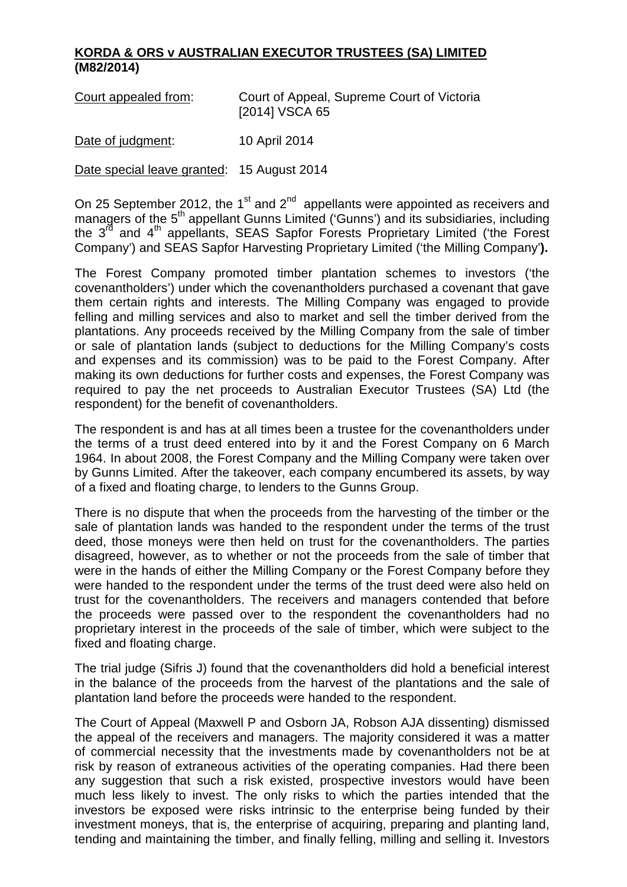**KORDA & ORS v AUSTRALIAN EXECUTOR TRUSTEES (SA) LIMITED (M82/2014)**

Court appealed from: Court of Appeal, Supreme Court of Victoria [2014] VSCA 65

Date of judgment: 10 April 2014

Date special leave granted: 15 August 2014

On 25 September 2012, the 1st and 2nd appellants were appointed as receivers and managers of the 5th appellant Gunns Limited ('Gunns') and its subsidiaries, including the 3rd and 4th appellants, SEAS Sapfor Forests Proprietary Limited ('the Forest Company') and SEAS Sapfor Harvesting Proprietary Limited ('the Milling Company'**).**

The Forest Company promoted timber plantation schemes to investors ('the covenantholders') under which the covenantholders purchased a covenant that gave them certain rights and interests. The Milling Company was engaged to provide felling and milling services and also to market and sell the timber derived from the plantations. Any proceeds received by the Milling Company from the sale of timber or sale of plantation lands (subject to deductions for the Milling Company's costs and expenses and its commission) was to be paid to the Forest Company. After making its own deductions for further costs and expenses, the Forest Company was required to pay the net proceeds to Australian Executor Trustees (SA) Ltd (the respondent) for the benefit of covenantholders.

The respondent is and has at all times been a trustee for the covenantholders under the terms of a trust deed entered into by it and the Forest Company on 6 March 1964. In about 2008, the Forest Company and the Milling Company were taken over by Gunns Limited. After the takeover, each company encumbered its assets, by way of a fixed and floating charge, to lenders to the Gunns Group.

There is no dispute that when the proceeds from the harvesting of the timber or the sale of plantation lands was handed to the respondent under the terms of the trust deed, those moneys were then held on trust for the covenantholders. The parties disagreed, however, as to whether or not the proceeds from the sale of timber that were in the hands of either the Milling Company or the Forest Company before they were handed to the respondent under the terms of the trust deed were also held on trust for the covenantholders. The receivers and managers contended that before the proceeds were passed over to the respondent the covenantholders had no proprietary interest in the proceeds of the sale of timber, which were subject to the fixed and floating charge.

The trial judge (Sifris J) found that the covenantholders did hold a beneficial interest in the balance of the proceeds from the harvest of the plantations and the sale of plantation land before the proceeds were handed to the respondent.

The Court of Appeal (Maxwell P and Osborn JA, Robson AJA dissenting) dismissed the appeal of the receivers and managers. The majority considered it was a matter of commercial necessity that the investments made by covenantholders not be at risk by reason of extraneous activities of the operating companies. Had there been any suggestion that such a risk existed, prospective investors would have been much less likely to invest. The only risks to which the parties intended that the investors be exposed were risks intrinsic to the enterprise being funded by their investment moneys, that is, the enterprise of acquiring, preparing and planting land, tending and maintaining the timber, and finally felling, milling and selling it. Investors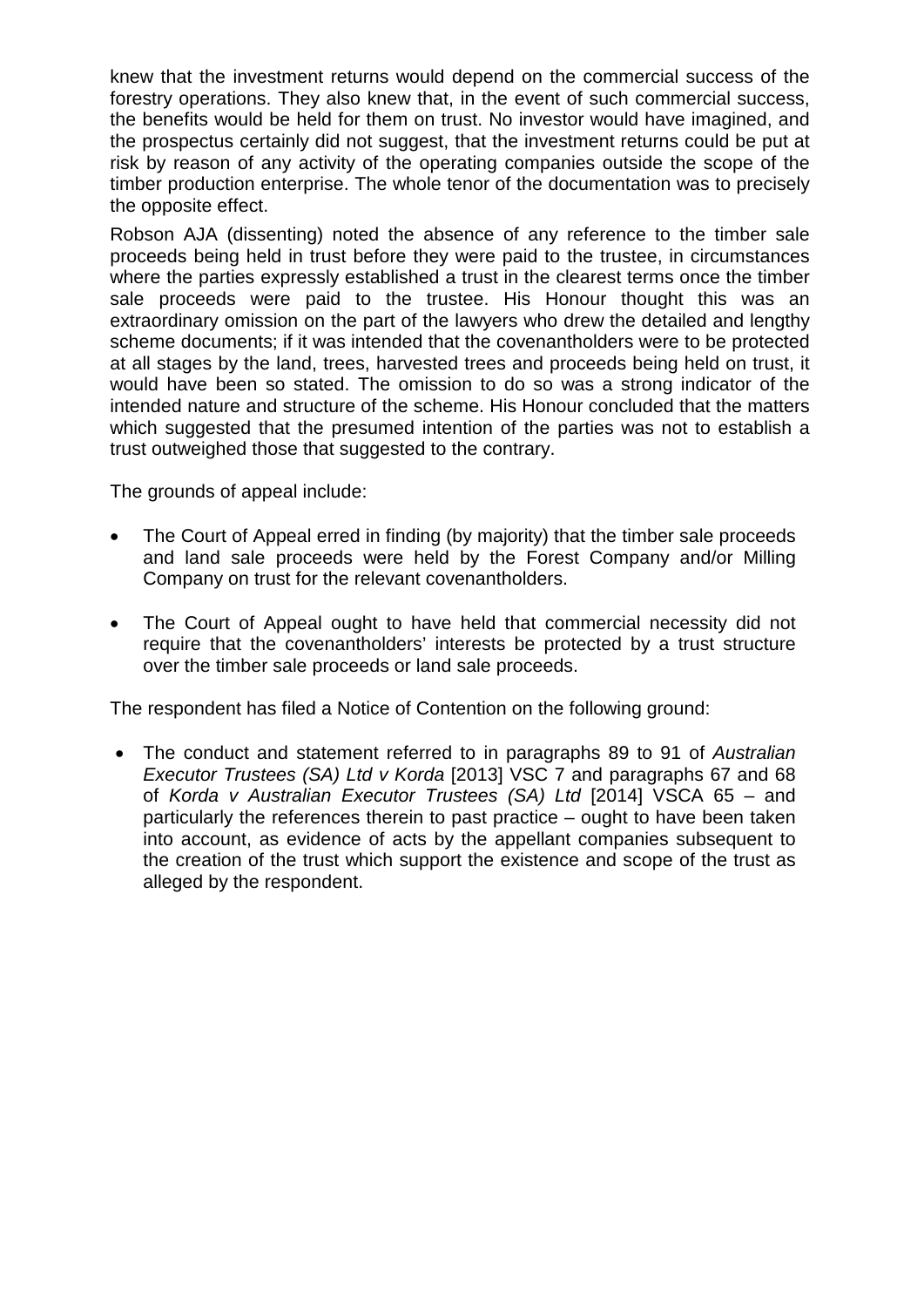knew that the investment returns would depend on the commercial success of the forestry operations. They also knew that, in the event of such commercial success, the benefits would be held for them on trust. No investor would have imagined, and the prospectus certainly did not suggest, that the investment returns could be put at risk by reason of any activity of the operating companies outside the scope of the timber production enterprise. The whole tenor of the documentation was to precisely the opposite effect.

Robson AJA (dissenting) noted the absence of any reference to the timber sale proceeds being held in trust before they were paid to the trustee, in circumstances where the parties expressly established a trust in the clearest terms once the timber sale proceeds were paid to the trustee. His Honour thought this was an extraordinary omission on the part of the lawyers who drew the detailed and lengthy scheme documents; if it was intended that the covenantholders were to be protected at all stages by the land, trees, harvested trees and proceeds being held on trust, it would have been so stated. The omission to do so was a strong indicator of the intended nature and structure of the scheme. His Honour concluded that the matters which suggested that the presumed intention of the parties was not to establish a trust outweighed those that suggested to the contrary.

The grounds of appeal include:

- The Court of Appeal erred in finding (by majority) that the timber sale proceeds and land sale proceeds were held by the Forest Company and/or Milling Company on trust for the relevant covenantholders.
- The Court of Appeal ought to have held that commercial necessity did not require that the covenantholders' interests be protected by a trust structure over the timber sale proceeds or land sale proceeds.

The respondent has filed a Notice of Contention on the following ground:

- The conduct and statement referred to in paragraphs 89 to 91 of *Australian Executor Trustees (SA) Ltd v Korda* [2013] VSC 7 and paragraphs 67 and 68 of *Korda v Australian Executor Trustees (SA) Ltd* [2014] VSCA 65 – and particularly the references therein to past practice – ought to have been taken into account, as evidence of acts by the appellant companies subsequent to the creation of the trust which support the existence and scope of the trust as alleged by the respondent.